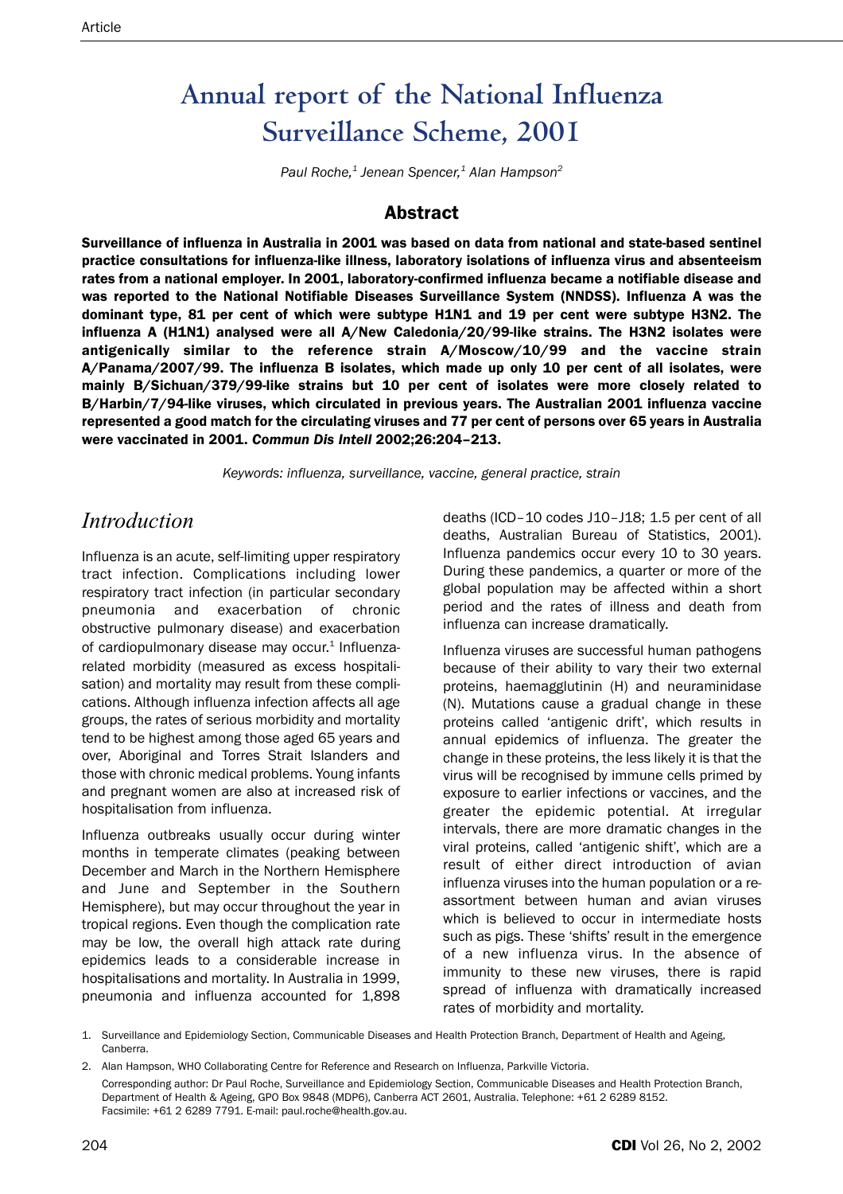# Annual report of the National Influenza Surveillance Scheme, 2001

*Paul Roche,[1] Jenean Spencer,[1] Alan Hampson[2]*

## Abstract

**Surveillance of influenza in Australia in 2001 was based on data from national and state-based sentinel practice consultations for influenza-like illness, laboratory isolations of influenza virus and absenteeism rates from a national employer. In 2001, laboratory-confirmed influenza became a notifiable disease and was reported to the National Notifiable Diseases Surveillance System (NNDSS). Influenza A was the dominant type, 81 per cent of which were subtype H1N1 and 19 per cent were subtype H3N2. The influenza A (H1N1) analysed were all A/New Caledonia/20/99-like strains. The H3N2 isolates were antigenically similar to the reference strain A/Moscow/10/99 and the vaccine strain A/Panama/2007/99. The influenza B isolates, which made up only 10 per cent of all isolates, were mainly B/Sichuan/379/99-like strains but 10 per cent of isolates were more closely related to B/Harbin/7/94-like viruses, which circulated in previous years. The Australian 2001 influenza vaccine represented a good match for the circulating viruses and 77 per cent of persons over 65 years in Australia were vaccinated in 2001. *Commun Dis Intell* 2002;26:204–213.**

*Keywords: influenza, surveillance, vaccine, general practice, strain*

## Introduction

Influenza is an acute, self-limiting upper respiratory tract infection. Complications including lower respiratory tract infection (in particular secondary pneumonia and exacerbation of chronic obstructive pulmonary disease) and exacerbation of cardiopulmonary disease may occur.[1] Influenza-related morbidity (measured as excess hospitalisation) and mortality may result from these complications. Although influenza infection affects all age groups, the rates of serious morbidity and mortality tend to be highest among those aged 65 years and over, Aboriginal and Torres Strait Islanders and those with chronic medical problems. Young infants and pregnant women are also at increased risk of hospitalisation from influenza.

Influenza outbreaks usually occur during winter months in temperate climates (peaking between December and March in the Northern Hemisphere and June and September in the Southern Hemisphere), but may occur throughout the year in tropical regions. Even though the complication rate may be low, the overall high attack rate during epidemics leads to a considerable increase in hospitalisations and mortality. In Australia in 1999, pneumonia and influenza accounted for 1,898 deaths (ICD–10 codes J10–J18; 1.5 per cent of all deaths, Australian Bureau of Statistics, 2001). Influenza pandemics occur every 10 to 30 years. During these pandemics, a quarter or more of the global population may be affected within a short period and the rates of illness and death from influenza can increase dramatically.

Influenza viruses are successful human pathogens because of their ability to vary their two external proteins, haemagglutinin (H) and neuraminidase (N). Mutations cause a gradual change in these proteins called 'antigenic drift', which results in annual epidemics of influenza. The greater the change in these proteins, the less likely it is that the virus will be recognised by immune cells primed by exposure to earlier infections or vaccines, and the greater the epidemic potential. At irregular intervals, there are more dramatic changes in the viral proteins, called 'antigenic shift', which are a result of either direct introduction of avian influenza viruses into the human population or a re-assortment between human and avian viruses which is believed to occur in intermediate hosts such as pigs. These 'shifts' result in the emergence of a new influenza virus. In the absence of immunity to these new viruses, there is rapid spread of influenza with dramatically increased rates of morbidity and mortality.

1. Surveillance and Epidemiology Section, Communicable Diseases and Health Protection Branch, Department of Health and Ageing, Canberra.
2. Alan Hampson, WHO Collaborating Centre for Reference and Research on Influenza, Parkville Victoria.

Corresponding author: Dr Paul Roche, Surveillance and Epidemiology Section, Communicable Diseases and Health Protection Branch, Department of Health & Ageing, GPO Box 9848 (MDP6), Canberra ACT 2601, Australia. Telephone: +61 2 6289 8152. Facsimile: +61 2 6289 7791. E-mail: paul.roche@health.gov.au.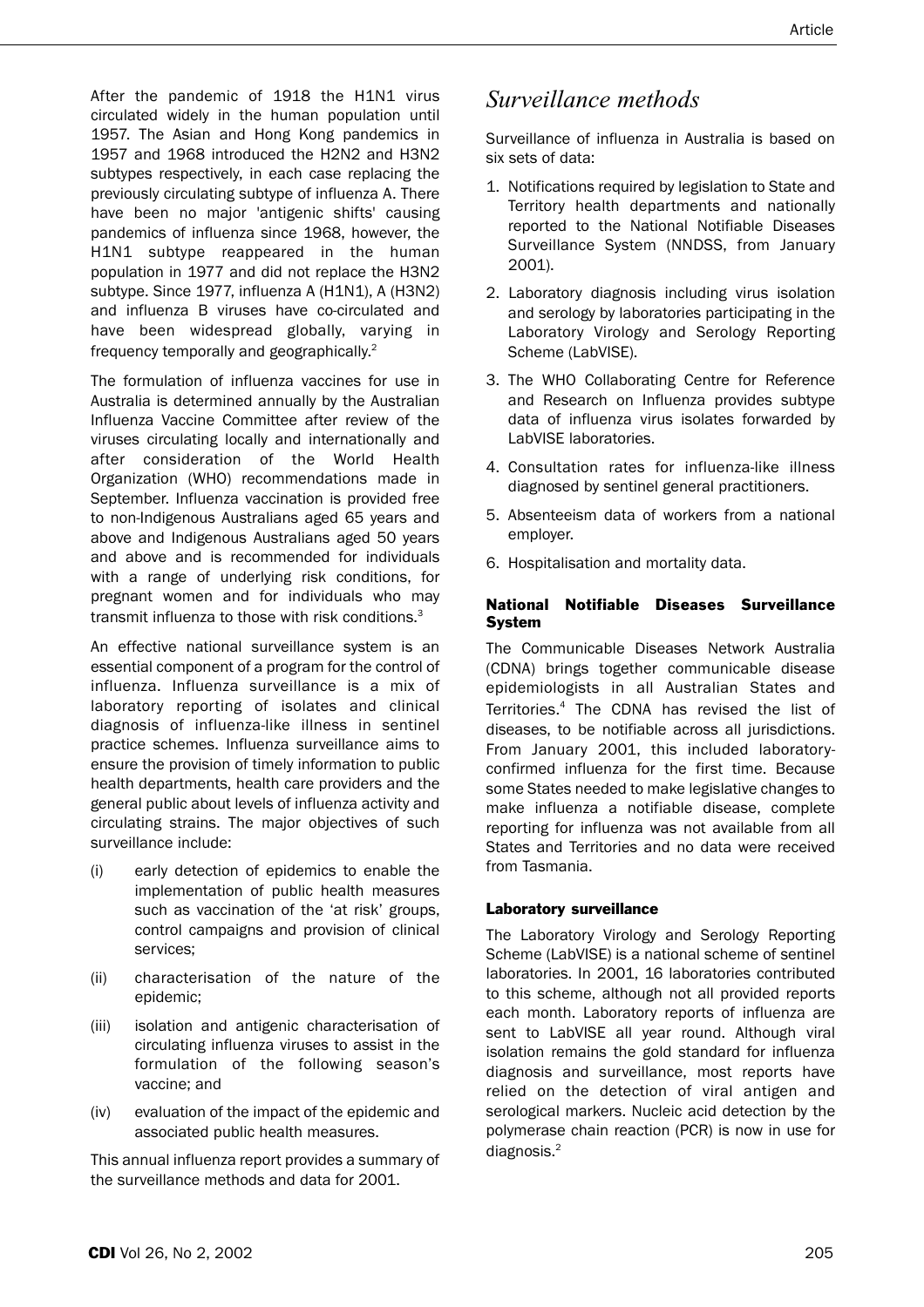After the pandemic of 1918 the H1N1 virus circulated widely in the human population until 1957. The Asian and Hong Kong pandemics in 1957 and 1968 introduced the H2N2 and H3N2 subtypes respectively, in each case replacing the previously circulating subtype of influenza A. There have been no major 'antigenic shifts' causing pandemics of influenza since 1968, however, the H1N1 subtype reappeared in the human population in 1977 and did not replace the H3N2 subtype. Since 1977, influenza A (H1N1), A (H3N2) and influenza B viruses have co-circulated and have been widespread globally, varying in frequency temporally and geographically.[2]

The formulation of influenza vaccines for use in Australia is determined annually by the Australian Influenza Vaccine Committee after review of the viruses circulating locally and internationally and after consideration of the World Health Organization (WHO) recommendations made in September. Influenza vaccination is provided free to non-Indigenous Australians aged 65 years and above and Indigenous Australians aged 50 years and above and is recommended for individuals with a range of underlying risk conditions, for pregnant women and for individuals who may transmit influenza to those with risk conditions.[3]

An effective national surveillance system is an essential component of a program for the control of influenza. Influenza surveillance is a mix of laboratory reporting of isolates and clinical diagnosis of influenza-like illness in sentinel practice schemes. Influenza surveillance aims to ensure the provision of timely information to public health departments, health care providers and the general public about levels of influenza activity and circulating strains. The major objectives of such surveillance include:

(i) early detection of epidemics to enable the implementation of public health measures such as vaccination of the 'at risk' groups, control campaigns and provision of clinical services;

(ii) characterisation of the nature of the epidemic;

(iii) isolation and antigenic characterisation of circulating influenza viruses to assist in the formulation of the following season's vaccine; and

(iv) evaluation of the impact of the epidemic and associated public health measures.

This annual influenza report provides a summary of the surveillance methods and data for 2001.

## *Surveillance methods*

Surveillance of influenza in Australia is based on six sets of data:

1. Notifications required by legislation to State and Territory health departments and nationally reported to the National Notifiable Diseases Surveillance System (NNDSS, from January 2001).
2. Laboratory diagnosis including virus isolation and serology by laboratories participating in the Laboratory Virology and Serology Reporting Scheme (LabVISE).
3. The WHO Collaborating Centre for Reference and Research on Influenza provides subtype data of influenza virus isolates forwarded by LabVISE laboratories.
4. Consultation rates for influenza-like illness diagnosed by sentinel general practitioners.
5. Absenteeism data of workers from a national employer.
6. Hospitalisation and mortality data.

### National Notifiable Diseases Surveillance System

The Communicable Diseases Network Australia (CDNA) brings together communicable disease epidemiologists in all Australian States and Territories.[4] The CDNA has revised the list of diseases, to be notifiable across all jurisdictions. From January 2001, this included laboratory-confirmed influenza for the first time. Because some States needed to make legislative changes to make influenza a notifiable disease, complete reporting for influenza was not available from all States and Territories and no data were received from Tasmania.

### Laboratory surveillance

The Laboratory Virology and Serology Reporting Scheme (LabVISE) is a national scheme of sentinel laboratories. In 2001, 16 laboratories contributed to this scheme, although not all provided reports each month. Laboratory reports of influenza are sent to LabVISE all year round. Although viral isolation remains the gold standard for influenza diagnosis and surveillance, most reports have relied on the detection of viral antigen and serological markers. Nucleic acid detection by the polymerase chain reaction (PCR) is now in use for diagnosis.[2]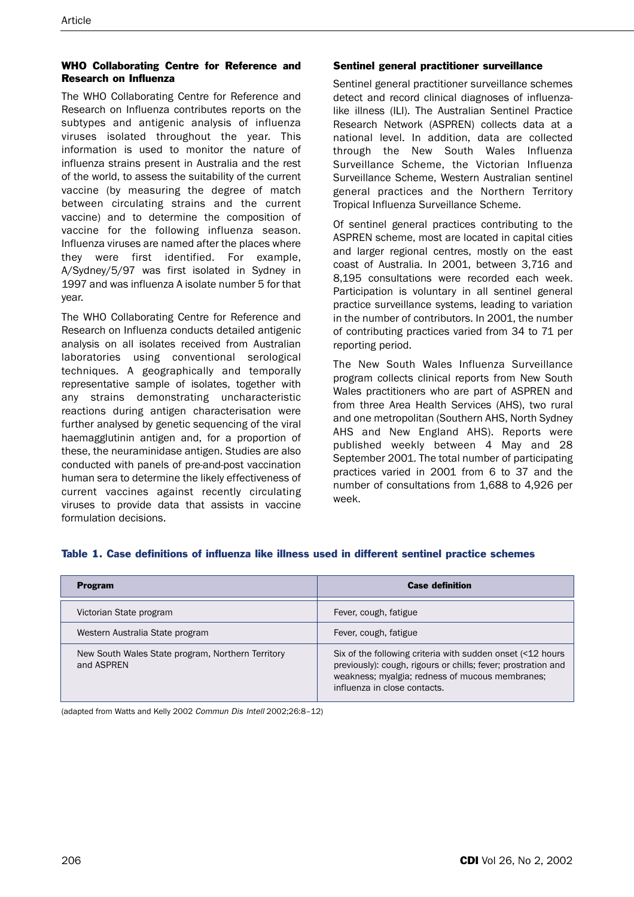### WHO Collaborating Centre for Reference and Research on Influenza

The WHO Collaborating Centre for Reference and Research on Influenza contributes reports on the subtypes and antigenic analysis of influenza viruses isolated throughout the year. This information is used to monitor the nature of influenza strains present in Australia and the rest of the world, to assess the suitability of the current vaccine (by measuring the degree of match between circulating strains and the current vaccine) and to determine the composition of vaccine for the following influenza season. Influenza viruses are named after the places where they were first identified. For example, A/Sydney/5/97 was first isolated in Sydney in 1997 and was influenza A isolate number 5 for that year.

The WHO Collaborating Centre for Reference and Research on Influenza conducts detailed antigenic analysis on all isolates received from Australian laboratories using conventional serological techniques. A geographically and temporally representative sample of isolates, together with any strains demonstrating uncharacteristic reactions during antigen characterisation were further analysed by genetic sequencing of the viral haemagglutinin antigen and, for a proportion of these, the neuraminidase antigen. Studies are also conducted with panels of pre-and-post vaccination human sera to determine the likely effectiveness of current vaccines against recently circulating viruses to provide data that assists in vaccine formulation decisions.

### Sentinel general practitioner surveillance

Sentinel general practitioner surveillance schemes detect and record clinical diagnoses of influenza-like illness (ILI). The Australian Sentinel Practice Research Network (ASPREN) collects data at a national level. In addition, data are collected through the New South Wales Influenza Surveillance Scheme, the Victorian Influenza Surveillance Scheme, Western Australian sentinel general practices and the Northern Territory Tropical Influenza Surveillance Scheme.

Of sentinel general practices contributing to the ASPREN scheme, most are located in capital cities and larger regional centres, mostly on the east coast of Australia. In 2001, between 3,716 and 8,195 consultations were recorded each week. Participation is voluntary in all sentinel general practice surveillance systems, leading to variation in the number of contributors. In 2001, the number of contributing practices varied from 34 to 71 per reporting period.

The New South Wales Influenza Surveillance program collects clinical reports from New South Wales practitioners who are part of ASPREN and from three Area Health Services (AHS), two rural and one metropolitan (Southern AHS, North Sydney AHS and New England AHS). Reports were published weekly between 4 May and 28 September 2001. The total number of participating practices varied in 2001 from 6 to 37 and the number of consultations from 1,688 to 4,926 per week.

**Table 1. Case definitions of influenza like illness used in different sentinel practice schemes**

| Program | Case definition |
|---|---|
| Victorian State program | Fever, cough, fatigue |
| Western Australia State program | Fever, cough, fatigue |
| New South Wales State program, Northern Territory and ASPREN | Six of the following criteria with sudden onset (<12 hours previously): cough, rigours or chills; fever; prostration and weakness; myalgia; redness of mucous membranes; influenza in close contacts. |

(adapted from Watts and Kelly 2002 *Commun Dis Intell* 2002;26:8–12)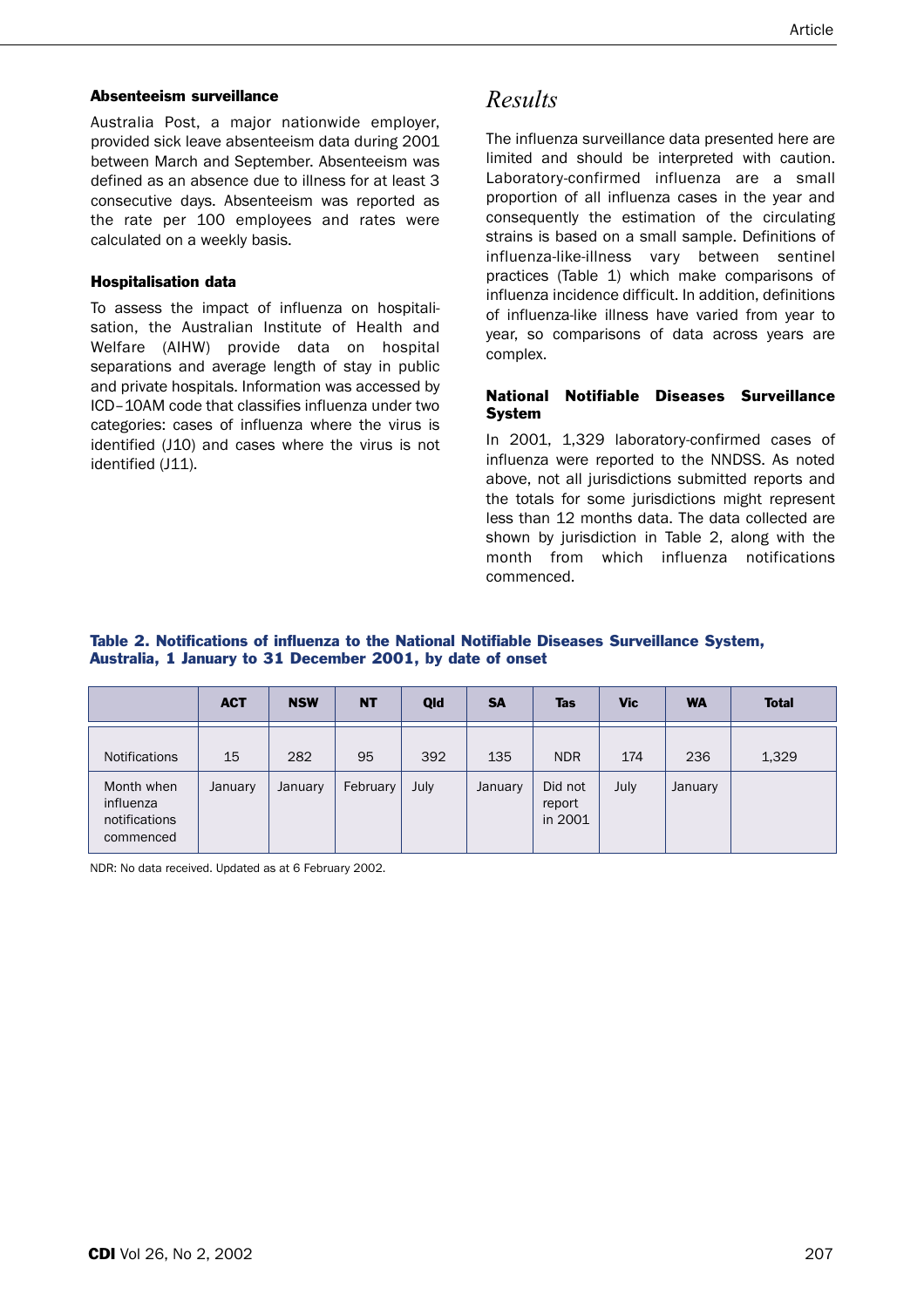### Absenteeism surveillance

Australia Post, a major nationwide employer, provided sick leave absenteeism data during 2001 between March and September. Absenteeism was defined as an absence due to illness for at least 3 consecutive days. Absenteeism was reported as the rate per 100 employees and rates were calculated on a weekly basis.

### Hospitalisation data

To assess the impact of influenza on hospitalisation, the Australian Institute of Health and Welfare (AIHW) provide data on hospital separations and average length of stay in public and private hospitals. Information was accessed by ICD–10AM code that classifies influenza under two categories: cases of influenza where the virus is identified (J10) and cases where the virus is not identified (J11).

## *Results*

The influenza surveillance data presented here are limited and should be interpreted with caution. Laboratory-confirmed influenza are a small proportion of all influenza cases in the year and consequently the estimation of the circulating strains is based on a small sample. Definitions of influenza-like-illness vary between sentinel practices (Table 1) which make comparisons of influenza incidence difficult. In addition, definitions of influenza-like illness have varied from year to year, so comparisons of data across years are complex.

### National Notifiable Diseases Surveillance System

In 2001, 1,329 laboratory-confirmed cases of influenza were reported to the NNDSS. As noted above, not all jurisdictions submitted reports and the totals for some jurisdictions might represent less than 12 months data. The data collected are shown by jurisdiction in Table 2, along with the month from which influenza notifications commenced.

**Table 2. Notifications of influenza to the National Notifiable Diseases Surveillance System, Australia, 1 January to 31 December 2001, by date of onset**

| | ACT | NSW | NT | Qld | SA | Tas | Vic | WA | Total |
|---|---|---|---|---|---|---|---|---|---|
| Notifications | 15 | 282 | 95 | 392 | 135 | NDR | 174 | 236 | 1,329 |
| Month when influenza notifications commenced | January | January | February | July | January | Did not report in 2001 | July | January | |

NDR: No data received. Updated as at 6 February 2002.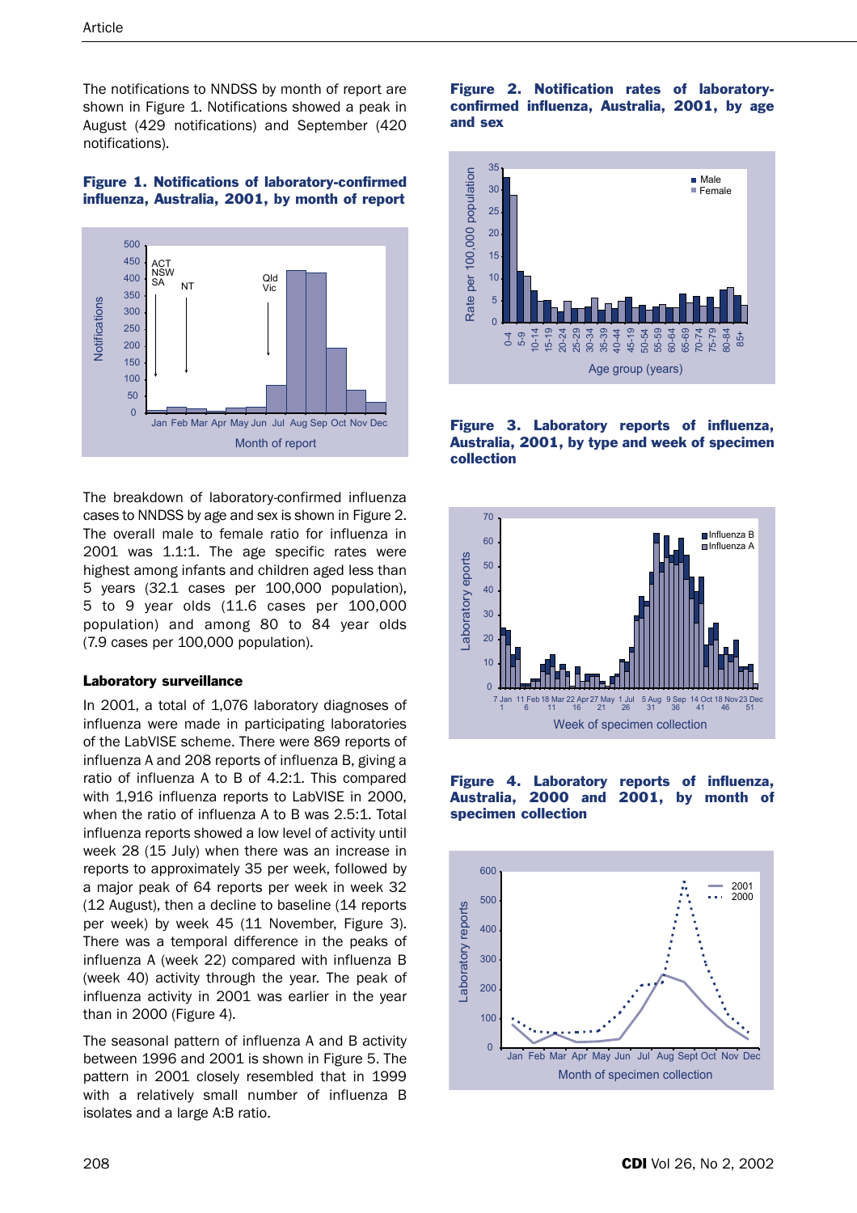The notifications to NNDSS by month of report are shown in Figure 1. Notifications showed a peak in August (429 notifications) and September (420 notifications).

**Figure 1. Notifications of laboratory-confirmed influenza, Australia, 2001, by month of report**

The breakdown of laboratory-confirmed influenza cases to NNDSS by age and sex is shown in Figure 2. The overall male to female ratio for influenza in 2001 was 1.1:1. The age specific rates were highest among infants and children aged less than 5 years (32.1 cases per 100,000 population), 5 to 9 year olds (11.6 cases per 100,000 population) and among 80 to 84 year olds (7.9 cases per 100,000 population).

**Figure 2. Notification rates of laboratory-confirmed influenza, Australia, 2001, by age and sex**

### Laboratory surveillance

In 2001, a total of 1,076 laboratory diagnoses of influenza were made in participating laboratories of the LabVISE scheme. There were 869 reports of influenza A and 208 reports of influenza B, giving a ratio of influenza A to B of 4.2:1. This compared with 1,916 influenza reports to LabVISE in 2000, when the ratio of influenza A to B was 2.5:1. Total influenza reports showed a low level of activity until week 28 (15 July) when there was an increase in reports to approximately 35 per week, followed by a major peak of 64 reports per week in week 32 (12 August), then a decline to baseline (14 reports per week) by week 45 (11 November, Figure 3). There was a temporal difference in the peaks of influenza A (week 22) compared with influenza B (week 40) activity through the year. The peak of influenza activity in 2001 was earlier in the year than in 2000 (Figure 4).

**Figure 3. Laboratory reports of influenza, Australia, 2001, by type and week of specimen collection**

The seasonal pattern of influenza A and B activity between 1996 and 2001 is shown in Figure 5. The pattern in 2001 closely resembled that in 1999 with a relatively small number of influenza B isolates and a large A:B ratio.

**Figure 4. Laboratory reports of influenza, Australia, 2000 and 2001, by month of specimen collection**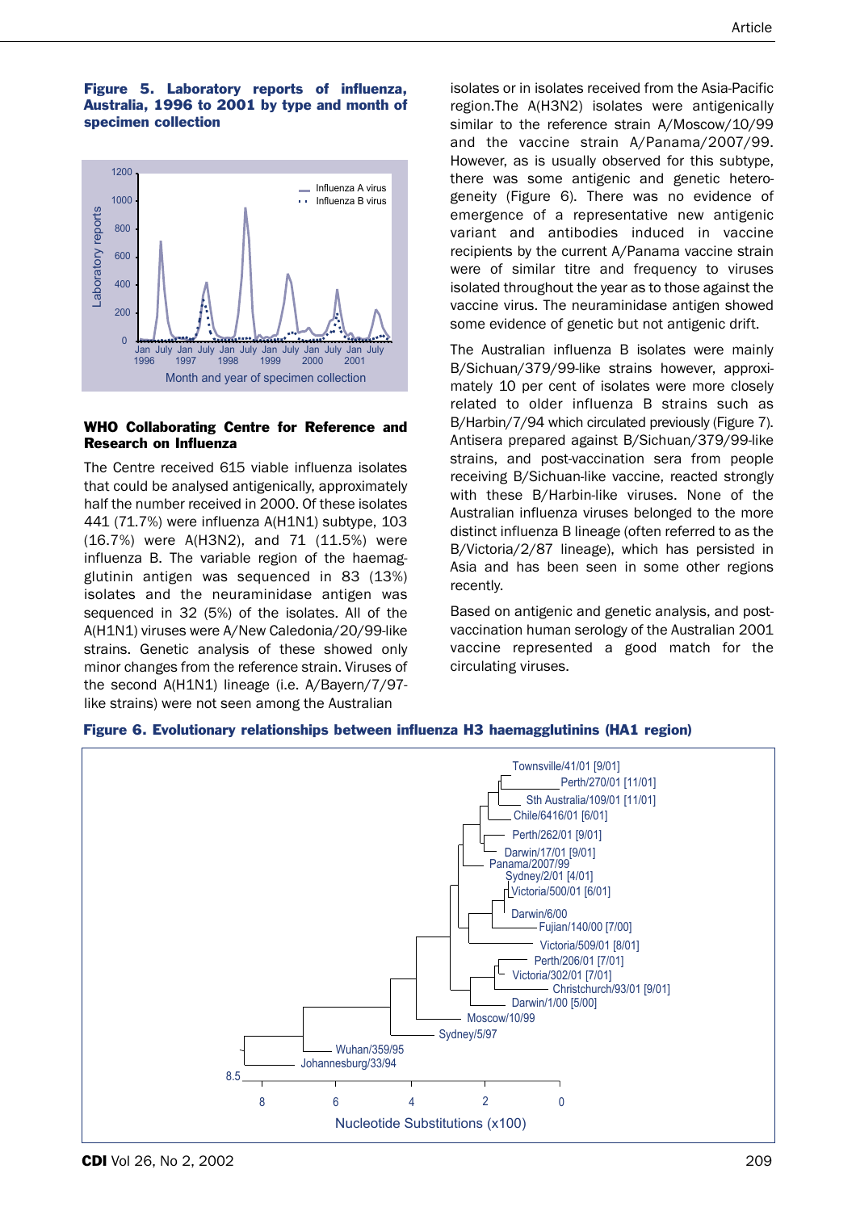**Figure 5. Laboratory reports of influenza, Australia, 1996 to 2001 by type and month of specimen collection**

## WHO Collaborating Centre for Reference and Research on Influenza

The Centre received 615 viable influenza isolates that could be analysed antigenically, approximately half the number received in 2000. Of these isolates 441 (71.7%) were influenza A(H1N1) subtype, 103 (16.7%) were A(H3N2), and 71 (11.5%) were influenza B. The variable region of the haemagglutinin antigen was sequenced in 83 (13%) isolates and the neuraminidase antigen was sequenced in 32 (5%) of the isolates. All of the A(H1N1) viruses were A/New Caledonia/20/99-like strains. Genetic analysis of these showed only minor changes from the reference strain. Viruses of the second A(H1N1) lineage (i.e. A/Bayern/7/97-like strains) were not seen among the Australian isolates or in isolates received from the Asia-Pacific region. The A(H3N2) isolates were antigenically similar to the reference strain A/Moscow/10/99 and the vaccine strain A/Panama/2007/99. However, as is usually observed for this subtype, there was some antigenic and genetic heterogeneity (Figure 6). There was no evidence of emergence of a representative new antigenic variant and antibodies induced in vaccine recipients by the current A/Panama vaccine strain were of similar titre and frequency to viruses isolated throughout the year as to those against the vaccine virus. The neuraminidase antigen showed some evidence of genetic but not antigenic drift.

The Australian influenza B isolates were mainly B/Sichuan/379/99-like strains however, approximately 10 per cent of isolates were more closely related to older influenza B strains such as B/Harbin/7/94 which circulated previously (Figure 7). Antisera prepared against B/Sichuan/379/99-like strains, and post-vaccination sera from people receiving B/Sichuan-like vaccine, reacted strongly with these B/Harbin-like viruses. None of the Australian influenza viruses belonged to the more distinct influenza B lineage (often referred to as the B/Victoria/2/87 lineage), which has persisted in Asia and has been seen in some other regions recently.

Based on antigenic and genetic analysis, and post-vaccination human serology of the Australian 2001 vaccine represented a good match for the circulating viruses.

**Figure 6. Evolutionary relationships between influenza H3 haemagglutinins (HA1 region)**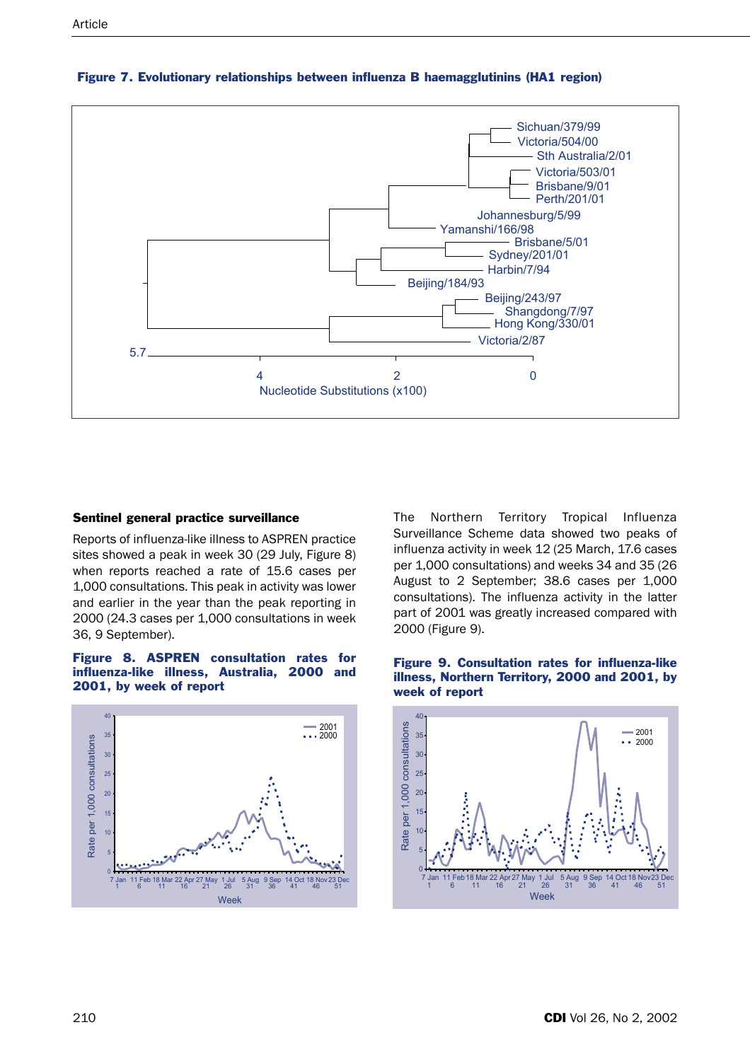**Figure 7. Evolutionary relationships between influenza B haemagglutinins (HA1 region)**

## Sentinel general practice surveillance

Reports of influenza-like illness to ASPREN practice sites showed a peak in week 30 (29 July, Figure 8) when reports reached a rate of 15.6 cases per 1,000 consultations. This peak in activity was lower and earlier in the year than the peak reporting in 2000 (24.3 cases per 1,000 consultations in week 36, 9 September).

**Figure 8. ASPREN consultation rates for influenza-like illness, Australia, 2000 and 2001, by week of report**

The Northern Territory Tropical Influenza Surveillance Scheme data showed two peaks of influenza activity in week 12 (25 March, 17.6 cases per 1,000 consultations) and weeks 34 and 35 (26 August to 2 September; 38.6 cases per 1,000 consultations). The influenza activity in the latter part of 2001 was greatly increased compared with 2000 (Figure 9).

**Figure 9. Consultation rates for influenza-like illness, Northern Territory, 2000 and 2001, by week of report**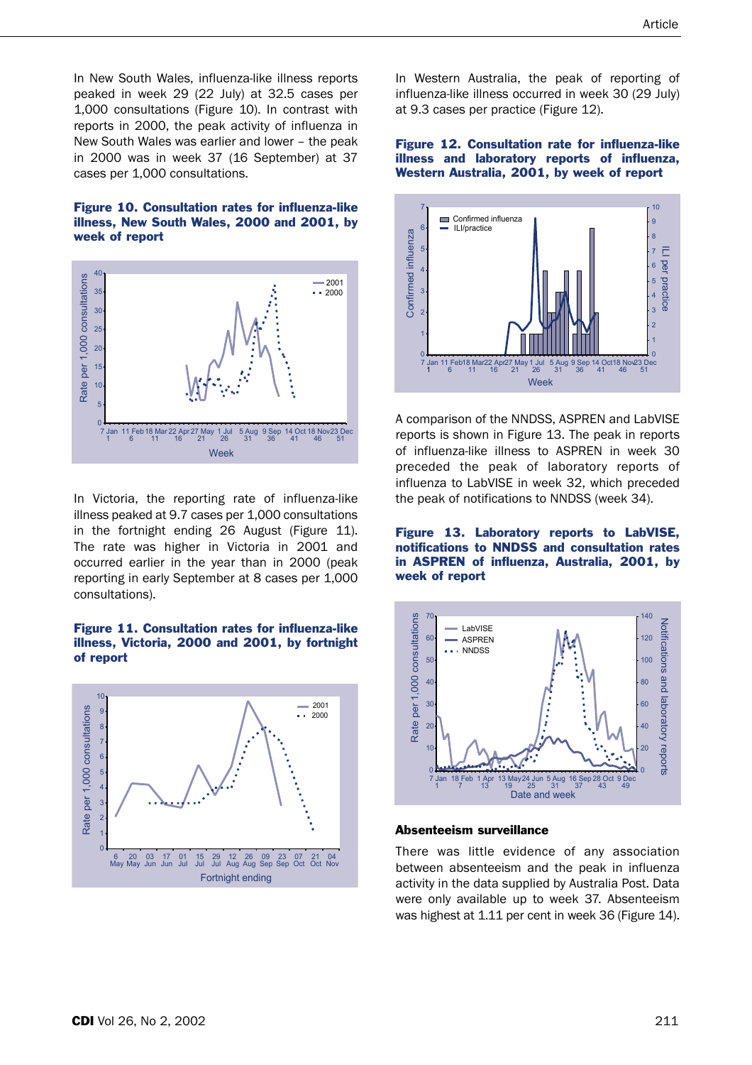In New South Wales, influenza-like illness reports peaked in week 29 (22 July) at 32.5 cases per 1,000 consultations (Figure 10). In contrast with reports in 2000, the peak activity of influenza in New South Wales was earlier and lower – the peak in 2000 was in week 37 (16 September) at 37 cases per 1,000 consultations.

**Figure 10. Consultation rates for influenza-like illness, New South Wales, 2000 and 2001, by week of report**

In Victoria, the reporting rate of influenza-like illness peaked at 9.7 cases per 1,000 consultations in the fortnight ending 26 August (Figure 11). The rate was higher in Victoria in 2001 and occurred earlier in the year than in 2000 (peak reporting in early September at 8 cases per 1,000 consultations).

**Figure 11. Consultation rates for influenza-like illness, Victoria, 2000 and 2001, by fortnight of report**

In Western Australia, the peak of reporting of influenza-like illness occurred in week 30 (29 July) at 9.3 cases per practice (Figure 12).

**Figure 12. Consultation rate for influenza-like illness and laboratory reports of influenza, Western Australia, 2001, by week of report**

A comparison of the NNDSS, ASPREN and LabVISE reports is shown in Figure 13. The peak in reports of influenza-like illness to ASPREN in week 30 preceded the peak of laboratory reports of influenza to LabVISE in week 32, which preceded the peak of notifications to NNDSS (week 34).

**Figure 13. Laboratory reports to LabVISE, notifications to NNDSS and consultation rates in ASPREN of influenza, Australia, 2001, by week of report**

### Absenteeism surveillance

There was little evidence of any association between absenteeism and the peak in influenza activity in the data supplied by Australia Post. Data were only available up to week 37. Absenteeism was highest at 1.11 per cent in week 36 (Figure 14).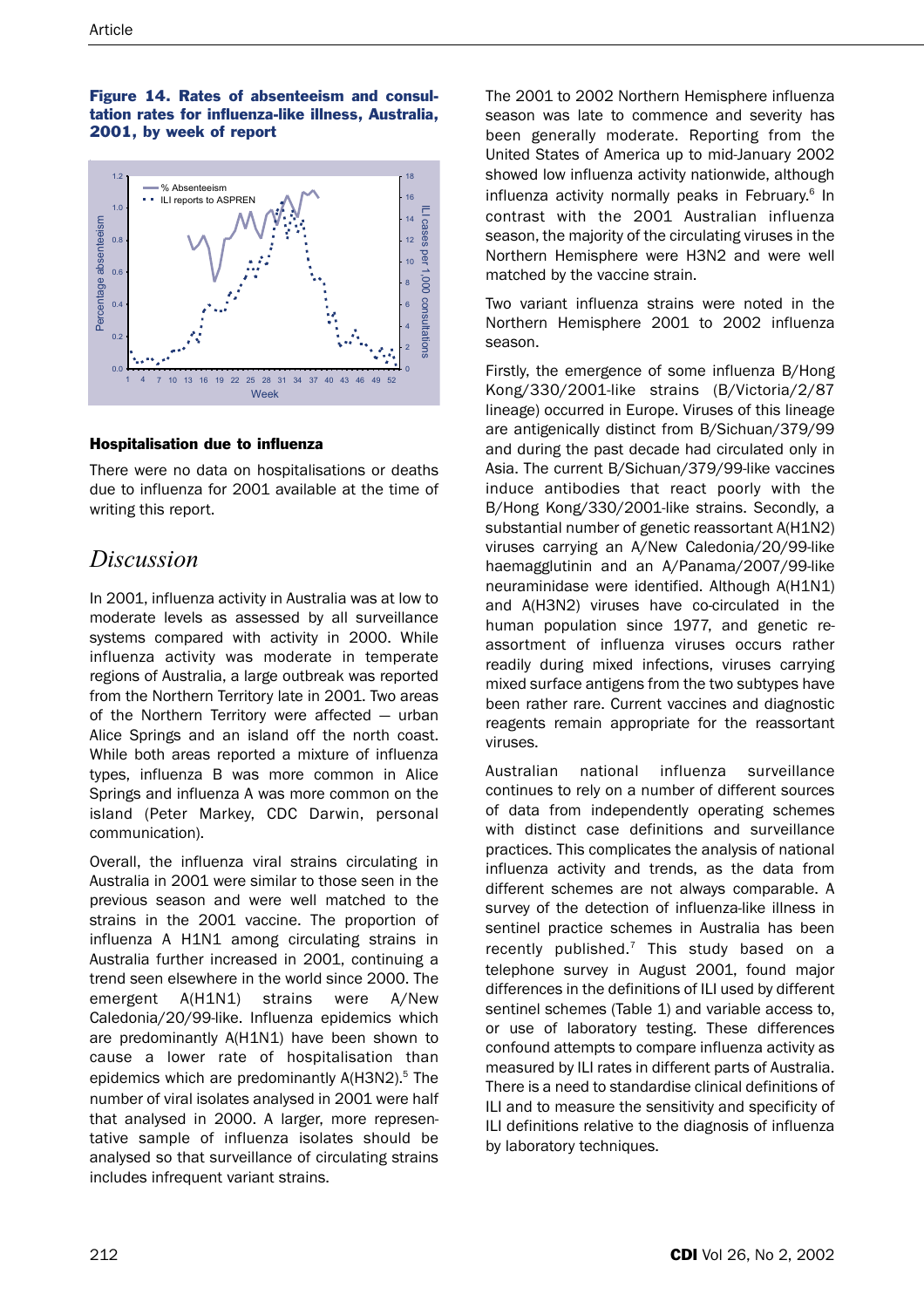**Figure 14. Rates of absenteeism and consultation rates for influenza-like illness, Australia, 2001, by week of report**

#### Hospitalisation due to influenza

There were no data on hospitalisations or deaths due to influenza for 2001 available at the time of writing this report.

## *Discussion*

In 2001, influenza activity in Australia was at low to moderate levels as assessed by all surveillance systems compared with activity in 2000. While influenza activity was moderate in temperate regions of Australia, a large outbreak was reported from the Northern Territory late in 2001. Two areas of the Northern Territory were affected — urban Alice Springs and an island off the north coast. While both areas reported a mixture of influenza types, influenza B was more common in Alice Springs and influenza A was more common on the island (Peter Markey, CDC Darwin, personal communication).

Overall, the influenza viral strains circulating in Australia in 2001 were similar to those seen in the previous season and were well matched to the strains in the 2001 vaccine. The proportion of influenza A H1N1 among circulating strains in Australia further increased in 2001, continuing a trend seen elsewhere in the world since 2000. The emergent A(H1N1) strains were A/New Caledonia/20/99-like. Influenza epidemics which are predominantly A(H1N1) have been shown to cause a lower rate of hospitalisation than epidemics which are predominantly A(H3N2).[5] The number of viral isolates analysed in 2001 were half that analysed in 2000. A larger, more representative sample of influenza isolates should be analysed so that surveillance of circulating strains includes infrequent variant strains.

The 2001 to 2002 Northern Hemisphere influenza season was late to commence and severity has been generally moderate. Reporting from the United States of America up to mid-January 2002 showed low influenza activity nationwide, although influenza activity normally peaks in February.[6] In contrast with the 2001 Australian influenza season, the majority of the circulating viruses in the Northern Hemisphere were H3N2 and were well matched by the vaccine strain.

Two variant influenza strains were noted in the Northern Hemisphere 2001 to 2002 influenza season.

Firstly, the emergence of some influenza B/Hong Kong/330/2001-like strains (B/Victoria/2/87 lineage) occurred in Europe. Viruses of this lineage are antigenically distinct from B/Sichuan/379/99 and during the past decade had circulated only in Asia. The current B/Sichuan/379/99-like vaccines induce antibodies that react poorly with the B/Hong Kong/330/2001-like strains. Secondly, a substantial number of genetic reassortant A(H1N2) viruses carrying an A/New Caledonia/20/99-like haemagglutinin and an A/Panama/2007/99-like neuraminidase were identified. Although A(H1N1) and A(H3N2) viruses have co-circulated in the human population since 1977, and genetic re-assortment of influenza viruses occurs rather readily during mixed infections, viruses carrying mixed surface antigens from the two subtypes have been rather rare. Current vaccines and diagnostic reagents remain appropriate for the reassortant viruses.

Australian national influenza surveillance continues to rely on a number of different sources of data from independently operating schemes with distinct case definitions and surveillance practices. This complicates the analysis of national influenza activity and trends, as the data from different schemes are not always comparable. A survey of the detection of influenza-like illness in sentinel practice schemes in Australia has been recently published.[7] This study based on a telephone survey in August 2001, found major differences in the definitions of ILI used by different sentinel schemes (Table 1) and variable access to, or use of laboratory testing. These differences confound attempts to compare influenza activity as measured by ILI rates in different parts of Australia. There is a need to standardise clinical definitions of ILI and to measure the sensitivity and specificity of ILI definitions relative to the diagnosis of influenza by laboratory techniques.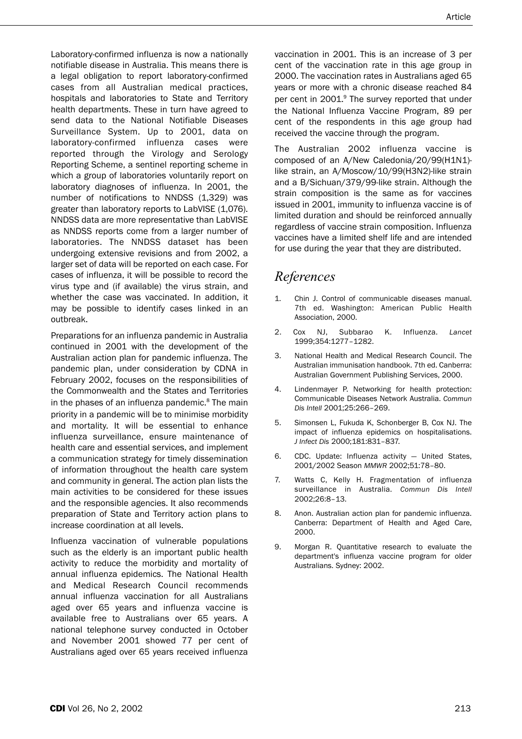Laboratory-confirmed influenza is now a nationally notifiable disease in Australia. This means there is a legal obligation to report laboratory-confirmed cases from all Australian medical practices, hospitals and laboratories to State and Territory health departments. These in turn have agreed to send data to the National Notifiable Diseases Surveillance System. Up to 2001, data on laboratory-confirmed influenza cases were reported through the Virology and Serology Reporting Scheme, a sentinel reporting scheme in which a group of laboratories voluntarily report on laboratory diagnoses of influenza. In 2001, the number of notifications to NNDSS (1,329) was greater than laboratory reports to LabVISE (1,076). NNDSS data are more representative than LabVISE as NNDSS reports come from a larger number of laboratories. The NNDSS dataset has been undergoing extensive revisions and from 2002, a larger set of data will be reported on each case. For cases of influenza, it will be possible to record the virus type and (if available) the virus strain, and whether the case was vaccinated. In addition, it may be possible to identify cases linked in an outbreak.

Preparations for an influenza pandemic in Australia continued in 2001 with the development of the Australian action plan for pandemic influenza. The pandemic plan, under consideration by CDNA in February 2002, focuses on the responsibilities of the Commonwealth and the States and Territories in the phases of an influenza pandemic.[8] The main priority in a pandemic will be to minimise morbidity and mortality. It will be essential to enhance influenza surveillance, ensure maintenance of health care and essential services, and implement a communication strategy for timely dissemination of information throughout the health care system and community in general. The action plan lists the main activities to be considered for these issues and the responsible agencies. It also recommends preparation of State and Territory action plans to increase coordination at all levels.

Influenza vaccination of vulnerable populations such as the elderly is an important public health activity to reduce the morbidity and mortality of annual influenza epidemics. The National Health and Medical Research Council recommends annual influenza vaccination for all Australians aged over 65 years and influenza vaccine is available free to Australians over 65 years. A national telephone survey conducted in October and November 2001 showed 77 per cent of Australians aged over 65 years received influenza vaccination in 2001. This is an increase of 3 per cent of the vaccination rate in this age group in 2000. The vaccination rates in Australians aged 65 years or more with a chronic disease reached 84 per cent in 2001.[9] The survey reported that under the National Influenza Vaccine Program, 89 per cent of the respondents in this age group had received the vaccine through the program.

The Australian 2002 influenza vaccine is composed of an A/New Caledonia/20/99(H1N1)-like strain, an A/Moscow/10/99(H3N2)-like strain and a B/Sichuan/379/99-like strain. Although the strain composition is the same as for vaccines issued in 2001, immunity to influenza vaccine is of limited duration and should be reinforced annually regardless of vaccine strain composition. Influenza vaccines have a limited shelf life and are intended for use during the year that they are distributed.

## References

1. Chin J. Control of communicable diseases manual. 7th ed. Washington: American Public Health Association, 2000.
2. Cox NJ, Subbarao K. Influenza. *Lancet* 1999;354:1277–1282.
3. National Health and Medical Research Council. The Australian immunisation handbook. 7th ed. Canberra: Australian Government Publishing Services, 2000.
4. Lindenmayer P. Networking for health protection: Communicable Diseases Network Australia. *Commun Dis Intell* 2001;25:266–269.
5. Simonsen L, Fukuda K, Schonberger B, Cox NJ. The impact of influenza epidemics on hospitalisations. *J Infect Dis* 2000;181:831–837.
6. CDC. Update: Influenza activity — United States, 2001/2002 Season *MMWR* 2002;51:78–80.
7. Watts C, Kelly H. Fragmentation of influenza surveillance in Australia. *Commun Dis Intell* 2002;26:8–13.
8. Anon. Australian action plan for pandemic influenza. Canberra: Department of Health and Aged Care, 2000.
9. Morgan R. Quantitative research to evaluate the department's influenza vaccine program for older Australians. Sydney: 2002.